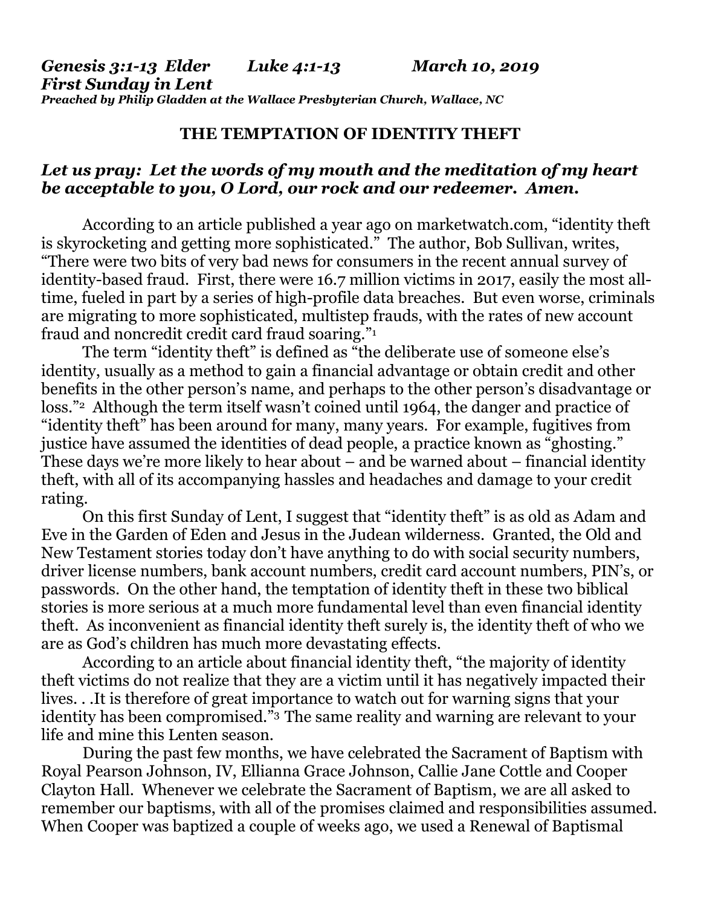***Genesis 3:1-13 Elder     Luke 4:1-13          March 10, 2019***
***First Sunday in Lent***
***Preached by Philip Gladden at the Wallace Presbyterian Church, Wallace, NC***

**THE TEMPTATION OF IDENTITY THEFT**

***Let us pray: Let the words of my mouth and the meditation of my heart be acceptable to you, O Lord, our rock and our redeemer. Amen.***

According to an article published a year ago on marketwatch.com, "identity theft is skyrocketing and getting more sophisticated." The author, Bob Sullivan, writes, "There were two bits of very bad news for consumers in the recent annual survey of identity-based fraud. First, there were 16.7 million victims in 2017, easily the most all-time, fueled in part by a series of high-profile data breaches. But even worse, criminals are migrating to more sophisticated, multistep frauds, with the rates of new account fraud and noncredit credit card fraud soaring."[1]

The term "identity theft" is defined as "the deliberate use of someone else's identity, usually as a method to gain a financial advantage or obtain credit and other benefits in the other person's name, and perhaps to the other person's disadvantage or loss."[2] Although the term itself wasn't coined until 1964, the danger and practice of "identity theft" has been around for many, many years. For example, fugitives from justice have assumed the identities of dead people, a practice known as "ghosting." These days we're more likely to hear about – and be warned about – financial identity theft, with all of its accompanying hassles and headaches and damage to your credit rating.

On this first Sunday of Lent, I suggest that "identity theft" is as old as Adam and Eve in the Garden of Eden and Jesus in the Judean wilderness. Granted, the Old and New Testament stories today don't have anything to do with social security numbers, driver license numbers, bank account numbers, credit card account numbers, PIN's, or passwords. On the other hand, the temptation of identity theft in these two biblical stories is more serious at a much more fundamental level than even financial identity theft. As inconvenient as financial identity theft surely is, the identity theft of who we are as God's children has much more devastating effects.

According to an article about financial identity theft, "the majority of identity theft victims do not realize that they are a victim until it has negatively impacted their lives. . .It is therefore of great importance to watch out for warning signs that your identity has been compromised."[3] The same reality and warning are relevant to your life and mine this Lenten season.

During the past few months, we have celebrated the Sacrament of Baptism with Royal Pearson Johnson, IV, Ellianna Grace Johnson, Callie Jane Cottle and Cooper Clayton Hall. Whenever we celebrate the Sacrament of Baptism, we are all asked to remember our baptisms, with all of the promises claimed and responsibilities assumed. When Cooper was baptized a couple of weeks ago, we used a Renewal of Baptismal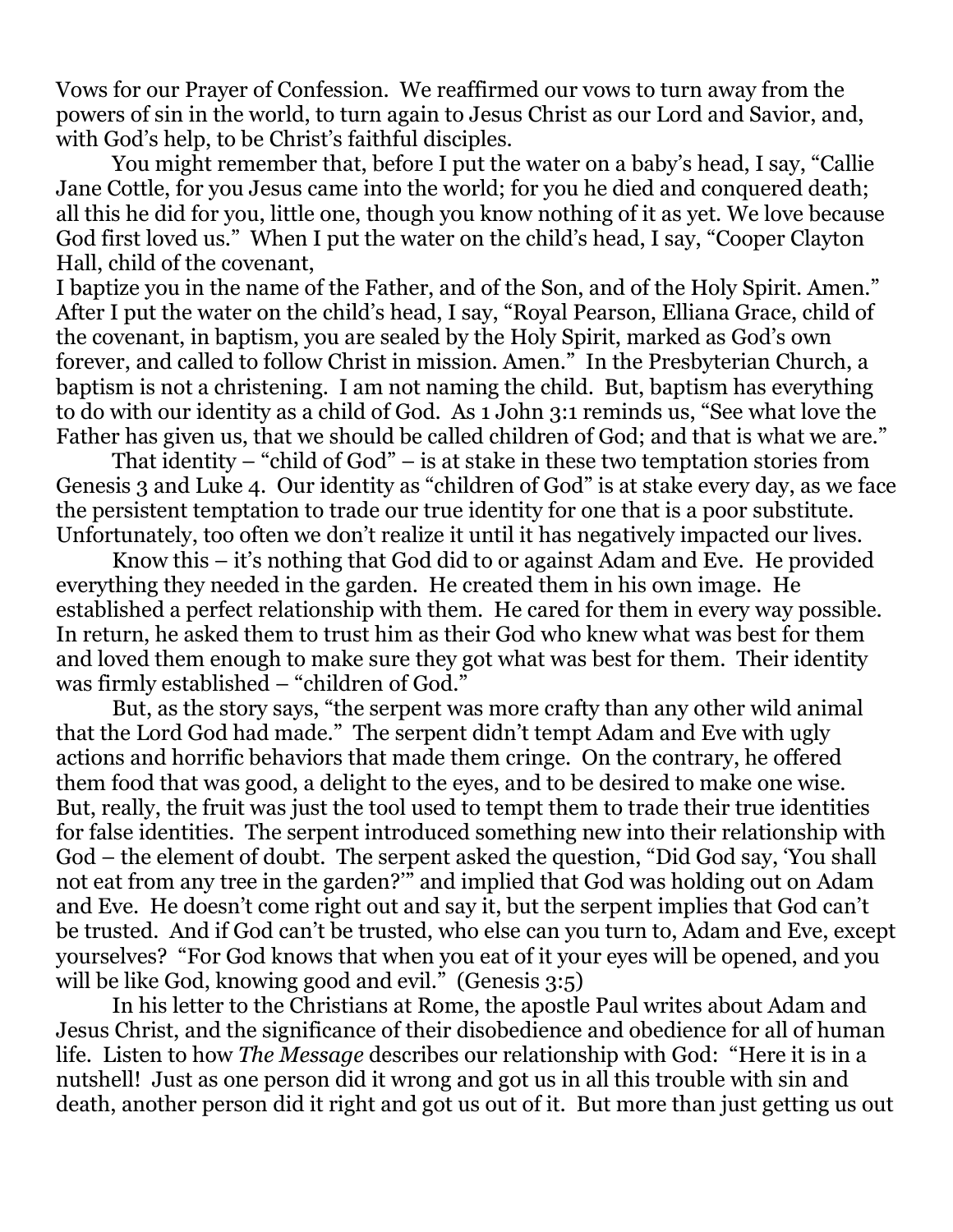Vows for our Prayer of Confession. We reaffirmed our vows to turn away from the powers of sin in the world, to turn again to Jesus Christ as our Lord and Savior, and, with God's help, to be Christ's faithful disciples.

You might remember that, before I put the water on a baby's head, I say, "Callie Jane Cottle, for you Jesus came into the world; for you he died and conquered death; all this he did for you, little one, though you know nothing of it as yet. We love because God first loved us." When I put the water on the child's head, I say, "Cooper Clayton Hall, child of the covenant,
I baptize you in the name of the Father, and of the Son, and of the Holy Spirit. Amen." After I put the water on the child's head, I say, "Royal Pearson, Elliana Grace, child of the covenant, in baptism, you are sealed by the Holy Spirit, marked as God's own forever, and called to follow Christ in mission. Amen." In the Presbyterian Church, a baptism is not a christening. I am not naming the child. But, baptism has everything to do with our identity as a child of God. As 1 John 3:1 reminds us, "See what love the Father has given us, that we should be called children of God; and that is what we are."

That identity – "child of God" – is at stake in these two temptation stories from Genesis 3 and Luke 4. Our identity as "children of God" is at stake every day, as we face the persistent temptation to trade our true identity for one that is a poor substitute. Unfortunately, too often we don't realize it until it has negatively impacted our lives.

Know this – it's nothing that God did to or against Adam and Eve. He provided everything they needed in the garden. He created them in his own image. He established a perfect relationship with them. He cared for them in every way possible. In return, he asked them to trust him as their God who knew what was best for them and loved them enough to make sure they got what was best for them. Their identity was firmly established – "children of God."

But, as the story says, "the serpent was more crafty than any other wild animal that the Lord God had made." The serpent didn't tempt Adam and Eve with ugly actions and horrific behaviors that made them cringe. On the contrary, he offered them food that was good, a delight to the eyes, and to be desired to make one wise. But, really, the fruit was just the tool used to tempt them to trade their true identities for false identities. The serpent introduced something new into their relationship with God – the element of doubt. The serpent asked the question, "Did God say, 'You shall not eat from any tree in the garden?'" and implied that God was holding out on Adam and Eve. He doesn't come right out and say it, but the serpent implies that God can't be trusted. And if God can't be trusted, who else can you turn to, Adam and Eve, except yourselves? "For God knows that when you eat of it your eyes will be opened, and you will be like God, knowing good and evil." (Genesis 3:5)

In his letter to the Christians at Rome, the apostle Paul writes about Adam and Jesus Christ, and the significance of their disobedience and obedience for all of human life. Listen to how *The Message* describes our relationship with God: "Here it is in a nutshell! Just as one person did it wrong and got us in all this trouble with sin and death, another person did it right and got us out of it. But more than just getting us out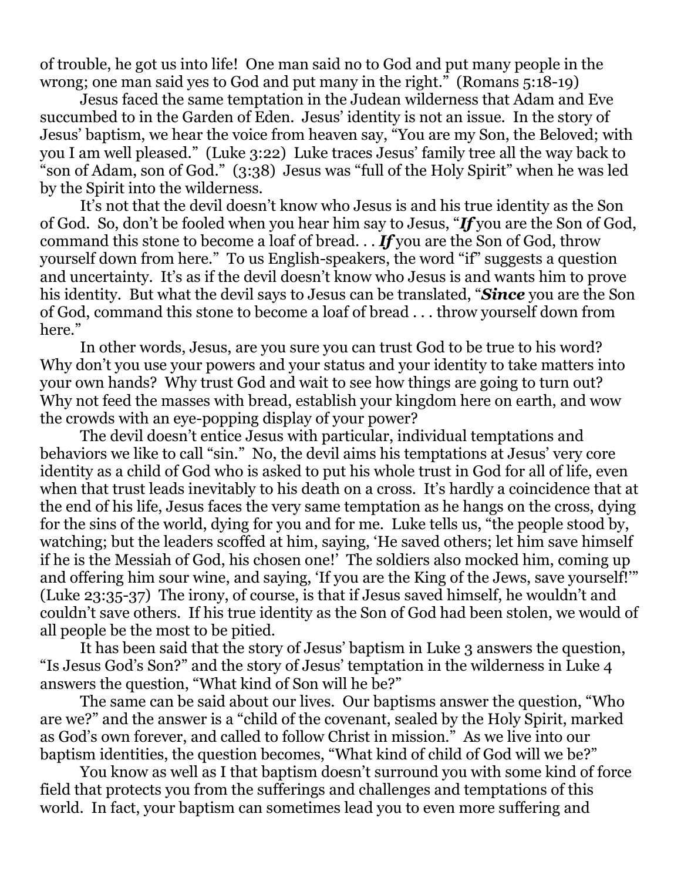of trouble, he got us into life! One man said no to God and put many people in the wrong; one man said yes to God and put many in the right." (Romans 5:18-19)

Jesus faced the same temptation in the Judean wilderness that Adam and Eve succumbed to in the Garden of Eden. Jesus' identity is not an issue. In the story of Jesus' baptism, we hear the voice from heaven say, "You are my Son, the Beloved; with you I am well pleased." (Luke 3:22) Luke traces Jesus' family tree all the way back to "son of Adam, son of God." (3:38) Jesus was "full of the Holy Spirit" when he was led by the Spirit into the wilderness.

It's not that the devil doesn't know who Jesus is and his true identity as the Son of God. So, don't be fooled when you hear him say to Jesus, "***If*** you are the Son of God, command this stone to become a loaf of bread. . . ***If*** you are the Son of God, throw yourself down from here." To us English-speakers, the word "if" suggests a question and uncertainty. It's as if the devil doesn't know who Jesus is and wants him to prove his identity. But what the devil says to Jesus can be translated, "***Since*** you are the Son of God, command this stone to become a loaf of bread . . . throw yourself down from here."

In other words, Jesus, are you sure you can trust God to be true to his word? Why don't you use your powers and your status and your identity to take matters into your own hands? Why trust God and wait to see how things are going to turn out? Why not feed the masses with bread, establish your kingdom here on earth, and wow the crowds with an eye-popping display of your power?

The devil doesn't entice Jesus with particular, individual temptations and behaviors we like to call "sin." No, the devil aims his temptations at Jesus' very core identity as a child of God who is asked to put his whole trust in God for all of life, even when that trust leads inevitably to his death on a cross. It's hardly a coincidence that at the end of his life, Jesus faces the very same temptation as he hangs on the cross, dying for the sins of the world, dying for you and for me. Luke tells us, "the people stood by, watching; but the leaders scoffed at him, saying, 'He saved others; let him save himself if he is the Messiah of God, his chosen one!' The soldiers also mocked him, coming up and offering him sour wine, and saying, 'If you are the King of the Jews, save yourself!'" (Luke 23:35-37) The irony, of course, is that if Jesus saved himself, he wouldn't and couldn't save others. If his true identity as the Son of God had been stolen, we would of all people be the most to be pitied.

It has been said that the story of Jesus' baptism in Luke 3 answers the question, "Is Jesus God's Son?" and the story of Jesus' temptation in the wilderness in Luke 4 answers the question, "What kind of Son will he be?"

The same can be said about our lives. Our baptisms answer the question, "Who are we?" and the answer is a "child of the covenant, sealed by the Holy Spirit, marked as God's own forever, and called to follow Christ in mission." As we live into our baptism identities, the question becomes, "What kind of child of God will we be?"

You know as well as I that baptism doesn't surround you with some kind of force field that protects you from the sufferings and challenges and temptations of this world. In fact, your baptism can sometimes lead you to even more suffering and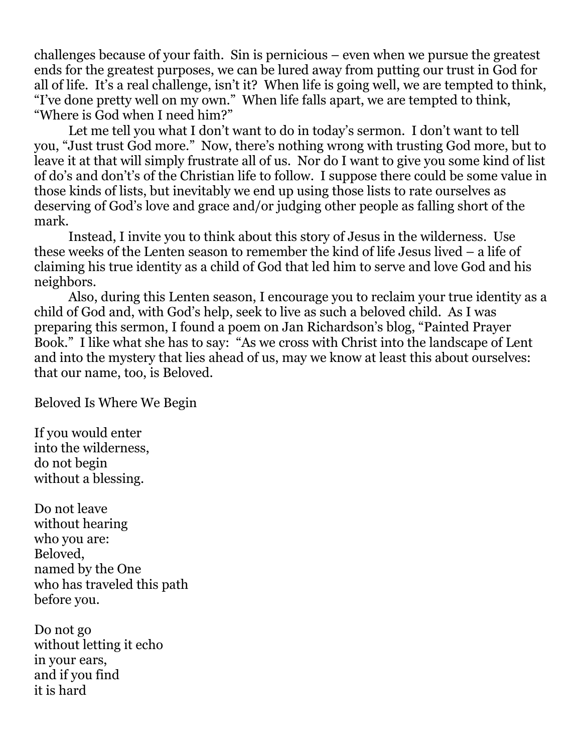challenges because of your faith. Sin is pernicious – even when we pursue the greatest ends for the greatest purposes, we can be lured away from putting our trust in God for all of life. It's a real challenge, isn't it? When life is going well, we are tempted to think, "I've done pretty well on my own." When life falls apart, we are tempted to think, "Where is God when I need him?"

Let me tell you what I don't want to do in today's sermon. I don't want to tell you, "Just trust God more." Now, there's nothing wrong with trusting God more, but to leave it at that will simply frustrate all of us. Nor do I want to give you some kind of list of do's and don't's of the Christian life to follow. I suppose there could be some value in those kinds of lists, but inevitably we end up using those lists to rate ourselves as deserving of God's love and grace and/or judging other people as falling short of the mark.

Instead, I invite you to think about this story of Jesus in the wilderness. Use these weeks of the Lenten season to remember the kind of life Jesus lived – a life of claiming his true identity as a child of God that led him to serve and love God and his neighbors.

Also, during this Lenten season, I encourage you to reclaim your true identity as a child of God and, with God's help, seek to live as such a beloved child. As I was preparing this sermon, I found a poem on Jan Richardson's blog, "Painted Prayer Book." I like what she has to say: "As we cross with Christ into the landscape of Lent and into the mystery that lies ahead of us, may we know at least this about ourselves: that our name, too, is Beloved.

Beloved Is Where We Begin

If you would enter  
into the wilderness,  
do not begin  
without a blessing.

Do not leave  
without hearing  
who you are:  
Beloved,  
named by the One  
who has traveled this path  
before you.

Do not go  
without letting it echo  
in your ears,  
and if you find  
it is hard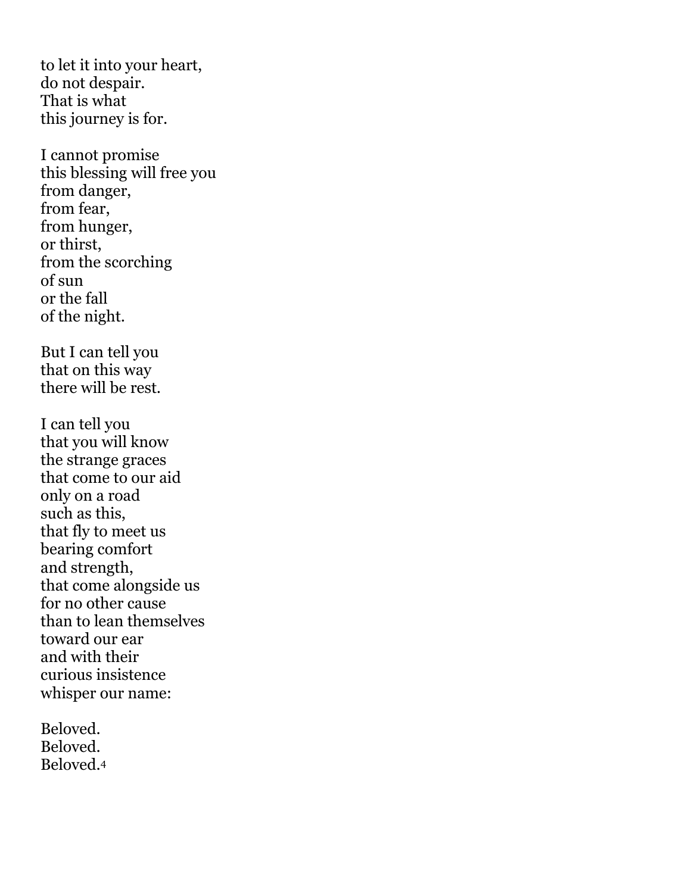to let it into your heart,
do not despair.
That is what
this journey is for.

I cannot promise
this blessing will free you
from danger,
from fear,
from hunger,
or thirst,
from the scorching
of sun
or the fall
of the night.

But I can tell you
that on this way
there will be rest.

I can tell you
that you will know
the strange graces
that come to our aid
only on a road
such as this,
that fly to meet us
bearing comfort
and strength,
that come alongside us
for no other cause
than to lean themselves
toward our ear
and with their
curious insistence
whisper our name:

Beloved.
Beloved.
Beloved.[4]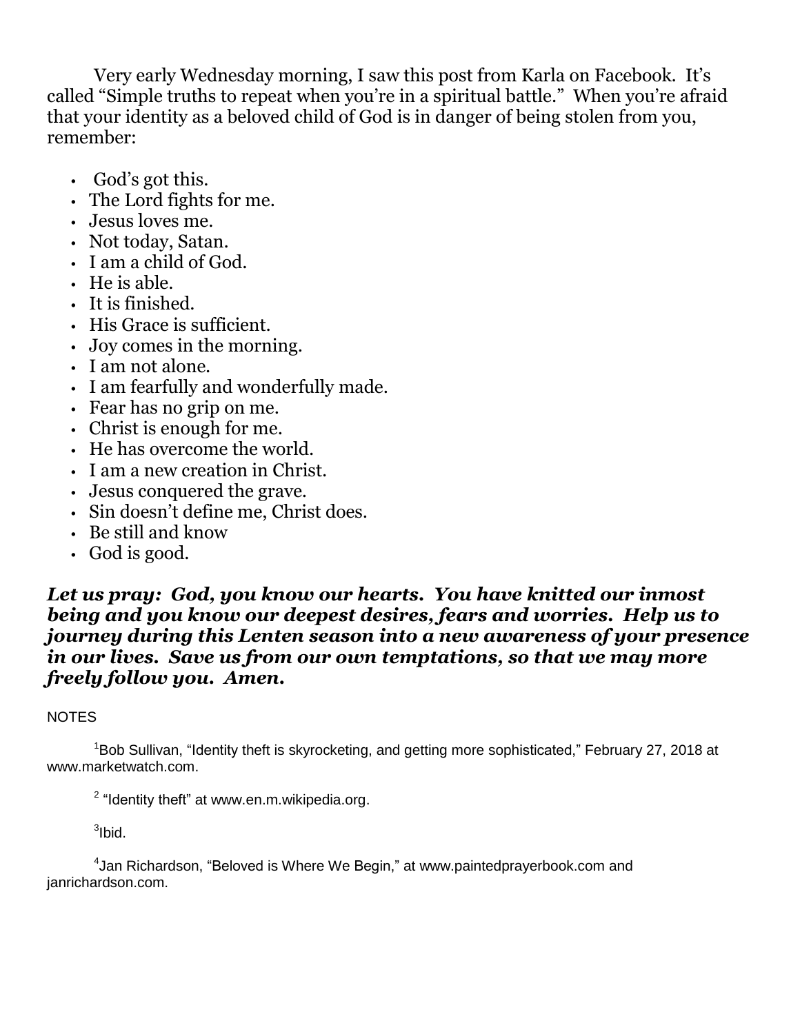Very early Wednesday morning, I saw this post from Karla on Facebook. It's called "Simple truths to repeat when you're in a spiritual battle." When you're afraid that your identity as a beloved child of God is in danger of being stolen from you, remember:

- God's got this.
- The Lord fights for me.
- Jesus loves me.
- Not today, Satan.
- I am a child of God.
- He is able.
- It is finished.
- His Grace is sufficient.
- Joy comes in the morning.
- I am not alone.
- I am fearfully and wonderfully made.
- Fear has no grip on me.
- Christ is enough for me.
- He has overcome the world.
- I am a new creation in Christ.
- Jesus conquered the grave.
- Sin doesn't define me, Christ does.
- Be still and know
- God is good.

***Let us pray: God, you know our hearts. You have knitted our inmost being and you know our deepest desires, fears and worries. Help us to journey during this Lenten season into a new awareness of your presence in our lives. Save us from our own temptations, so that we may more freely follow you. Amen.***

NOTES

[1]Bob Sullivan, "Identity theft is skyrocketing, and getting more sophisticated," February 27, 2018 at www.marketwatch.com.

[2] "Identity theft" at www.en.m.wikipedia.org.

[3]Ibid.

[4]Jan Richardson, "Beloved is Where We Begin," at www.paintedprayerbook.com and janrichardson.com.